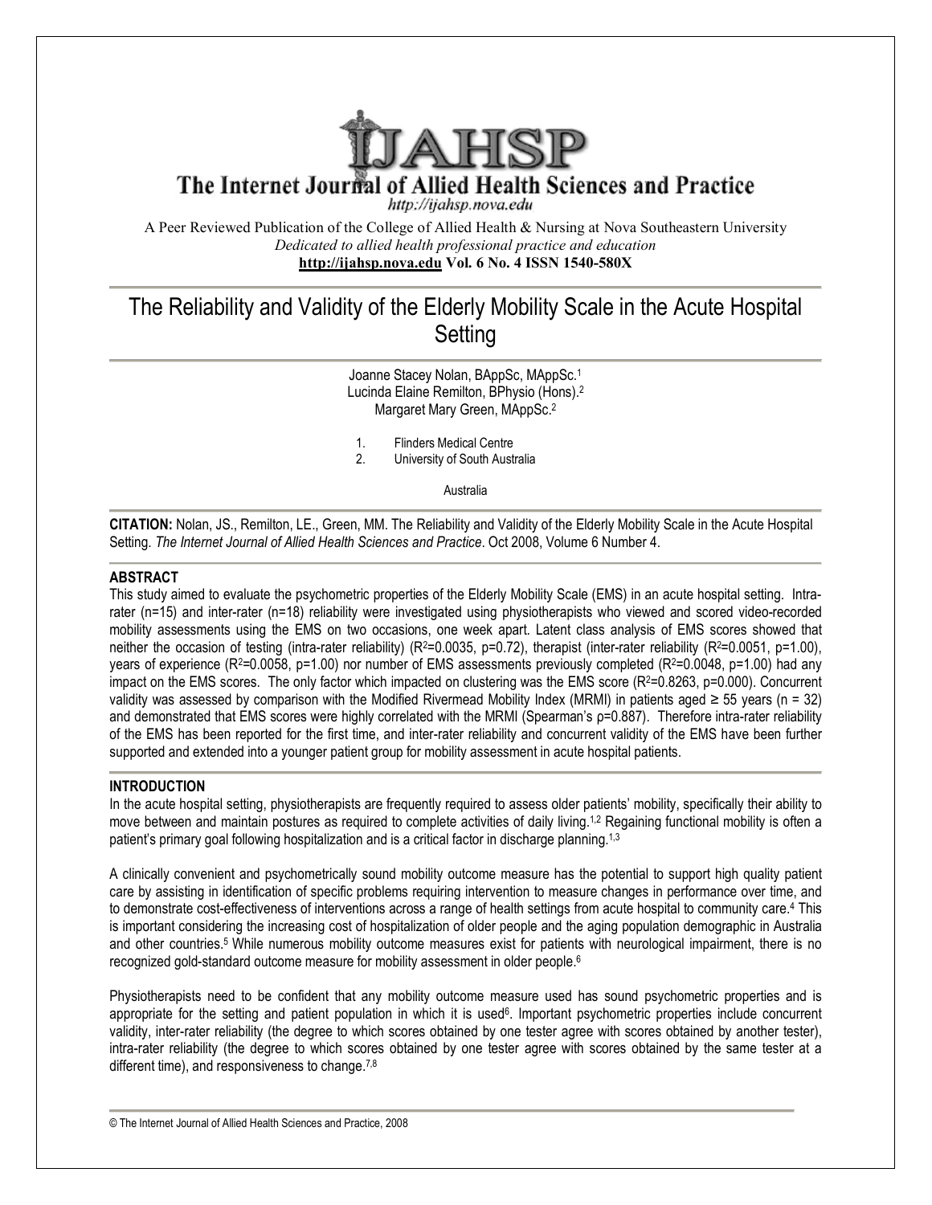# IJAHSP

## The Internet Journal of Allied Health Sciences and Practice

http://ijahsp.nova.edu

A Peer Reviewed Publication of the College of Allied Health & Nursing at Nova Southeastern University

*Dedicated to allied health professional practice and education*

**http://ijahsp.nova.edu Vol. 6 No. 4 ISSN 1540-580X**

# The Reliability and Validity of the Elderly Mobility Scale in the Acute Hospital Setting

Joanne Stacey Nolan, BAppSc, MAppSc.[1]
Lucinda Elaine Remilton, BPhysio (Hons).[2]
Margaret Mary Green, MAppSc.[2]

1. Flinders Medical Centre
2. University of South Australia

Australia

**CITATION:** Nolan, JS., Remilton, LE., Green, MM. The Reliability and Validity of the Elderly Mobility Scale in the Acute Hospital Setting. *The Internet Journal of Allied Health Sciences and Practice*. Oct 2008, Volume 6 Number 4.

## ABSTRACT

This study aimed to evaluate the psychometric properties of the Elderly Mobility Scale (EMS) in an acute hospital setting. Intra-rater (n=15) and inter-rater (n=18) reliability were investigated using physiotherapists who viewed and scored video-recorded mobility assessments using the EMS on two occasions, one week apart. Latent class analysis of EMS scores showed that neither the occasion of testing (intra-rater reliability) ($R^2$=0.0035, p=0.72), therapist (inter-rater reliability ($R^2$=0.0051, p=1.00), years of experience ($R^2$=0.0058, p=1.00) nor number of EMS assessments previously completed ($R^2$=0.0048, p=1.00) had any impact on the EMS scores. The only factor which impacted on clustering was the EMS score ($R^2$=0.8263, p=0.000). Concurrent validity was assessed by comparison with the Modified Rivermead Mobility Index (MRMI) in patients aged ≥ 55 years (n = 32) and demonstrated that EMS scores were highly correlated with the MRMI (Spearman's $\rho$=0.887). Therefore intra-rater reliability of the EMS has been reported for the first time, and inter-rater reliability and concurrent validity of the EMS have been further supported and extended into a younger patient group for mobility assessment in acute hospital patients.

## INTRODUCTION

In the acute hospital setting, physiotherapists are frequently required to assess older patients' mobility, specifically their ability to move between and maintain postures as required to complete activities of daily living.[1,2] Regaining functional mobility is often a patient's primary goal following hospitalization and is a critical factor in discharge planning.[1,3]

A clinically convenient and psychometrically sound mobility outcome measure has the potential to support high quality patient care by assisting in identification of specific problems requiring intervention to measure changes in performance over time, and to demonstrate cost-effectiveness of interventions across a range of health settings from acute hospital to community care.[4] This is important considering the increasing cost of hospitalization of older people and the aging population demographic in Australia and other countries.[5] While numerous mobility outcome measures exist for patients with neurological impairment, there is no recognized gold-standard outcome measure for mobility assessment in older people.[6]

Physiotherapists need to be confident that any mobility outcome measure used has sound psychometric properties and is appropriate for the setting and patient population in which it is used[6]. Important psychometric properties include concurrent validity, inter-rater reliability (the degree to which scores obtained by one tester agree with scores obtained by another tester), intra-rater reliability (the degree to which scores obtained by one tester agree with scores obtained by the same tester at a different time), and responsiveness to change.[7,8]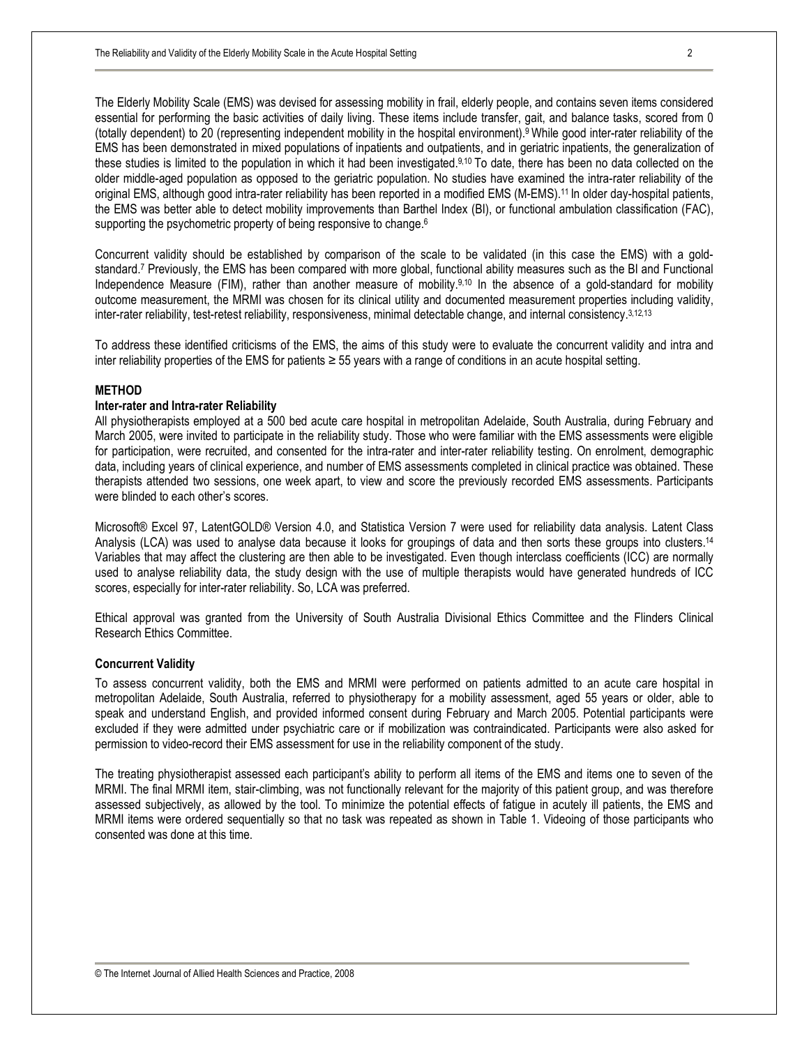The Elderly Mobility Scale (EMS) was devised for assessing mobility in frail, elderly people, and contains seven items considered essential for performing the basic activities of daily living. These items include transfer, gait, and balance tasks, scored from 0 (totally dependent) to 20 (representing independent mobility in the hospital environment).[9] While good inter-rater reliability of the EMS has been demonstrated in mixed populations of inpatients and outpatients, and in geriatric inpatients, the generalization of these studies is limited to the population in which it had been investigated.[9,10] To date, there has been no data collected on the older middle-aged population as opposed to the geriatric population. No studies have examined the intra-rater reliability of the original EMS, although good intra-rater reliability has been reported in a modified EMS (M-EMS).[11] In older day-hospital patients, the EMS was better able to detect mobility improvements than Barthel Index (BI), or functional ambulation classification (FAC), supporting the psychometric property of being responsive to change.[6]

Concurrent validity should be established by comparison of the scale to be validated (in this case the EMS) with a gold-standard.[7] Previously, the EMS has been compared with more global, functional ability measures such as the BI and Functional Independence Measure (FIM), rather than another measure of mobility.[9,10] In the absence of a gold-standard for mobility outcome measurement, the MRMI was chosen for its clinical utility and documented measurement properties including validity, inter-rater reliability, test-retest reliability, responsiveness, minimal detectable change, and internal consistency.[3,12,13]

To address these identified criticisms of the EMS, the aims of this study were to evaluate the concurrent validity and intra and inter reliability properties of the EMS for patients ≥ 55 years with a range of conditions in an acute hospital setting.

## METHOD

### Inter-rater and Intra-rater Reliability

All physiotherapists employed at a 500 bed acute care hospital in metropolitan Adelaide, South Australia, during February and March 2005, were invited to participate in the reliability study. Those who were familiar with the EMS assessments were eligible for participation, were recruited, and consented for the intra-rater and inter-rater reliability testing. On enrolment, demographic data, including years of clinical experience, and number of EMS assessments completed in clinical practice was obtained. These therapists attended two sessions, one week apart, to view and score the previously recorded EMS assessments. Participants were blinded to each other's scores.

Microsoft® Excel 97, LatentGOLD® Version 4.0, and Statistica Version 7 were used for reliability data analysis. Latent Class Analysis (LCA) was used to analyse data because it looks for groupings of data and then sorts these groups into clusters.[14] Variables that may affect the clustering are then able to be investigated. Even though interclass coefficients (ICC) are normally used to analyse reliability data, the study design with the use of multiple therapists would have generated hundreds of ICC scores, especially for inter-rater reliability. So, LCA was preferred.

Ethical approval was granted from the University of South Australia Divisional Ethics Committee and the Flinders Clinical Research Ethics Committee.

### Concurrent Validity

To assess concurrent validity, both the EMS and MRMI were performed on patients admitted to an acute care hospital in metropolitan Adelaide, South Australia, referred to physiotherapy for a mobility assessment, aged 55 years or older, able to speak and understand English, and provided informed consent during February and March 2005. Potential participants were excluded if they were admitted under psychiatric care or if mobilization was contraindicated. Participants were also asked for permission to video-record their EMS assessment for use in the reliability component of the study.

The treating physiotherapist assessed each participant's ability to perform all items of the EMS and items one to seven of the MRMI. The final MRMI item, stair-climbing, was not functionally relevant for the majority of this patient group, and was therefore assessed subjectively, as allowed by the tool. To minimize the potential effects of fatigue in acutely ill patients, the EMS and MRMI items were ordered sequentially so that no task was repeated as shown in Table 1. Videoing of those participants who consented was done at this time.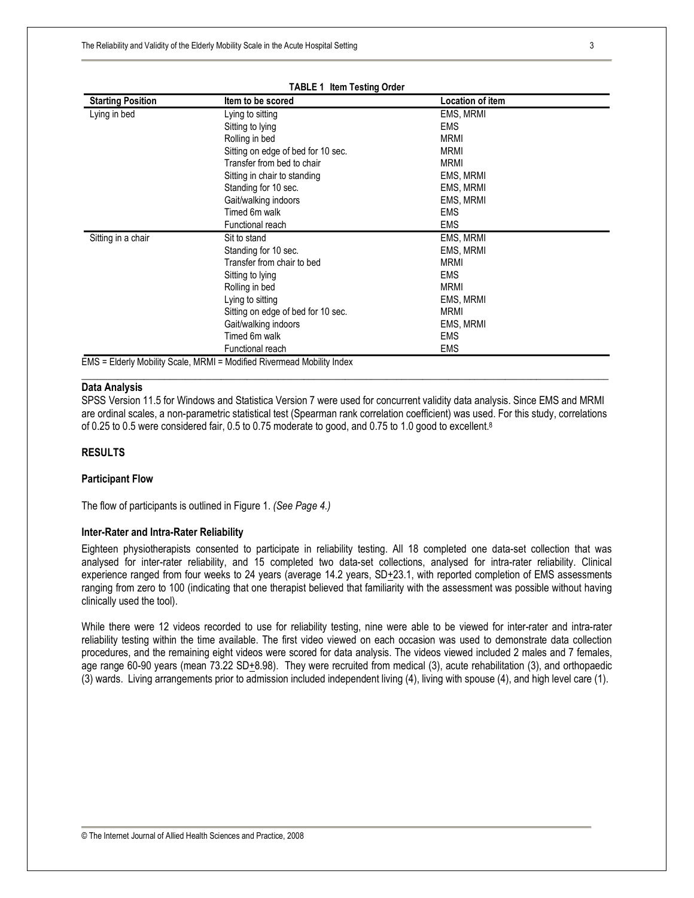**TABLE 1 Item Testing Order**

| Starting Position | Item to be scored | Location of item |
|---|---|---|
| Lying in bed | Lying to sitting | EMS, MRMI |
| | Sitting to lying | EMS |
| | Rolling in bed | MRMI |
| | Sitting on edge of bed for 10 sec. | MRMI |
| | Transfer from bed to chair | MRMI |
| | Sitting in chair to standing | EMS, MRMI |
| | Standing for 10 sec. | EMS, MRMI |
| | Gait/walking indoors | EMS, MRMI |
| | Timed 6m walk | EMS |
| | Functional reach | EMS |
| Sitting in a chair | Sit to stand | EMS, MRMI |
| | Standing for 10 sec. | EMS, MRMI |
| | Transfer from chair to bed | MRMI |
| | Sitting to lying | EMS |
| | Rolling in bed | MRMI |
| | Lying to sitting | EMS, MRMI |
| | Sitting on edge of bed for 10 sec. | MRMI |
| | Gait/walking indoors | EMS, MRMI |
| | Timed 6m walk | EMS |
| | Functional reach | EMS |

EMS = Elderly Mobility Scale, MRMI = Modified Rivermead Mobility Index

### Data Analysis

SPSS Version 11.5 for Windows and Statistica Version 7 were used for concurrent validity data analysis. Since EMS and MRMI are ordinal scales, a non-parametric statistical test (Spearman rank correlation coefficient) was used. For this study, correlations of 0.25 to 0.5 were considered fair, 0.5 to 0.75 moderate to good, and 0.75 to 1.0 good to excellent.[8]

## RESULTS

### Participant Flow

The flow of participants is outlined in Figure 1. *(See Page 4.)*

### Inter-Rater and Intra-Rater Reliability

Eighteen physiotherapists consented to participate in reliability testing. All 18 completed one data-set collection that was analysed for inter-rater reliability, and 15 completed two data-set collections, analysed for intra-rater reliability. Clinical experience ranged from four weeks to 24 years (average 14.2 years, SD±23.1, with reported completion of EMS assessments ranging from zero to 100 (indicating that one therapist believed that familiarity with the assessment was possible without having clinically used the tool).

While there were 12 videos recorded to use for reliability testing, nine were able to be viewed for inter-rater and intra-rater reliability testing within the time available. The first video viewed on each occasion was used to demonstrate data collection procedures, and the remaining eight videos were scored for data analysis. The videos viewed included 2 males and 7 females, age range 60-90 years (mean 73.22 SD±8.98). They were recruited from medical (3), acute rehabilitation (3), and orthopaedic (3) wards. Living arrangements prior to admission included independent living (4), living with spouse (4), and high level care (1).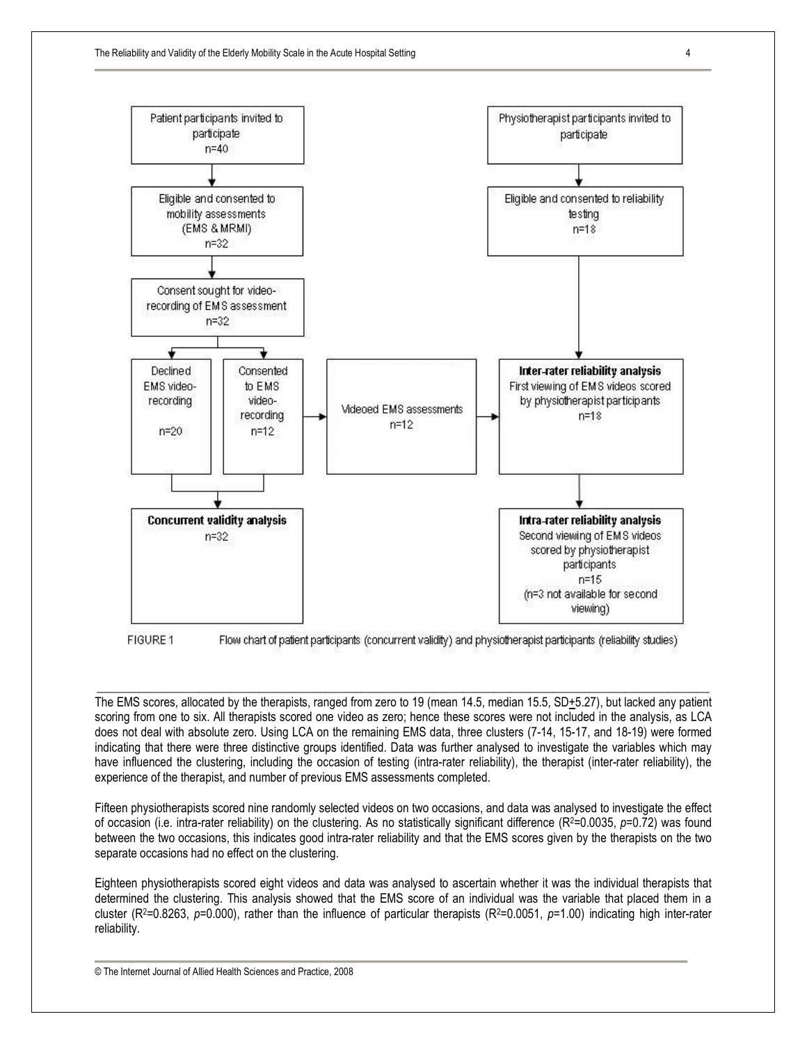Patient participants invited to participate
n=40

Eligible and consented to mobility assessments (EMS & MRMI)
n=32

Consent sought for video-recording of EMS assessment
n=32

Declined EMS video-recording
n=20

Consented to EMS video-recording
n=12

Videoed EMS assessments
n=12

**Concurrent validity analysis**
n=32

Physiotherapist participants invited to participate

Eligible and consented to reliability testing
n=18

**Inter-rater reliability analysis**
First viewing of EMS videos scored by physiotherapist participants
n=18

**Intra-rater reliability analysis**
Second viewing of EMS videos scored by physiotherapist participants
n=15
(n=3 not available for second viewing)

FIGURE 1 Flow chart of patient participants (concurrent validity) and physiotherapist participants (reliability studies)

The EMS scores, allocated by the therapists, ranged from zero to 19 (mean 14.5, median 15.5, SD$\pm$5.27), but lacked any patient scoring from one to six. All therapists scored one video as zero; hence these scores were not included in the analysis, as LCA does not deal with absolute zero. Using LCA on the remaining EMS data, three clusters (7-14, 15-17, and 18-19) were formed indicating that there were three distinctive groups identified. Data was further analysed to investigate the variables which may have influenced the clustering, including the occasion of testing (intra-rater reliability), the therapist (inter-rater reliability), the experience of the therapist, and number of previous EMS assessments completed.

Fifteen physiotherapists scored nine randomly selected videos on two occasions, and data was analysed to investigate the effect of occasion (i.e. intra-rater reliability) on the clustering. As no statistically significant difference ($R^2$=0.0035, $p$=0.72) was found between the two occasions, this indicates good intra-rater reliability and that the EMS scores given by the therapists on the two separate occasions had no effect on the clustering.

Eighteen physiotherapists scored eight videos and data was analysed to ascertain whether it was the individual therapists that determined the clustering. This analysis showed that the EMS score of an individual was the variable that placed them in a cluster ($R^2$=0.8263, $p$=0.000), rather than the influence of particular therapists ($R^2$=0.0051, $p$=1.00) indicating high inter-rater reliability.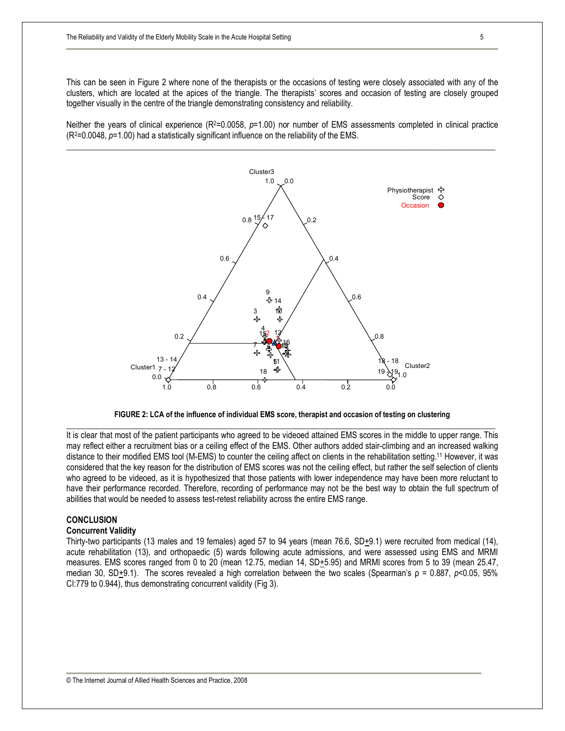This can be seen in Figure 2 where none of the therapists or the occasions of testing were closely associated with any of the clusters, which are located at the apices of the triangle. The therapists' scores and occasion of testing are closely grouped together visually in the centre of the triangle demonstrating consistency and reliability.

Neither the years of clinical experience ($R^2$=0.0058, *p*=1.00) nor number of EMS assessments completed in clinical practice ($R^2$=0.0048, *p*=1.00) had a statistically significant influence on the reliability of the EMS.

**FIGURE 2: LCA of the influence of individual EMS score, therapist and occasion of testing on clustering**

It is clear that most of the patient participants who agreed to be videoed attained EMS scores in the middle to upper range. This may reflect either a recruitment bias or a ceiling effect of the EMS. Other authors added stair-climbing and an increased walking distance to their modified EMS tool (M-EMS) to counter the ceiling affect on clients in the rehabilitation setting.[11] However, it was considered that the key reason for the distribution of EMS scores was not the ceiling effect, but rather the self selection of clients who agreed to be videoed, as it is hypothesized that those patients with lower independence may have been more reluctant to have their performance recorded. Therefore, recording of performance may not be the best way to obtain the full spectrum of abilities that would be needed to assess test-retest reliability across the entire EMS range.

## CONCLUSION

### Concurrent Validity

Thirty-two participants (13 males and 19 females) aged 57 to 94 years (mean 76.6, SD±9.1) were recruited from medical (14), acute rehabilitation (13), and orthopaedic (5) wards following acute admissions, and were assessed using EMS and MRMI measures. EMS scores ranged from 0 to 20 (mean 12.75, median 14, SD±5.95) and MRMI scores from 5 to 39 (mean 25.47, median 30, SD±9.1). The scores revealed a high correlation between the two scales (Spearman's ρ = 0.887, *p*<0.05, 95% CI:779 to 0.944), thus demonstrating concurrent validity (Fig 3).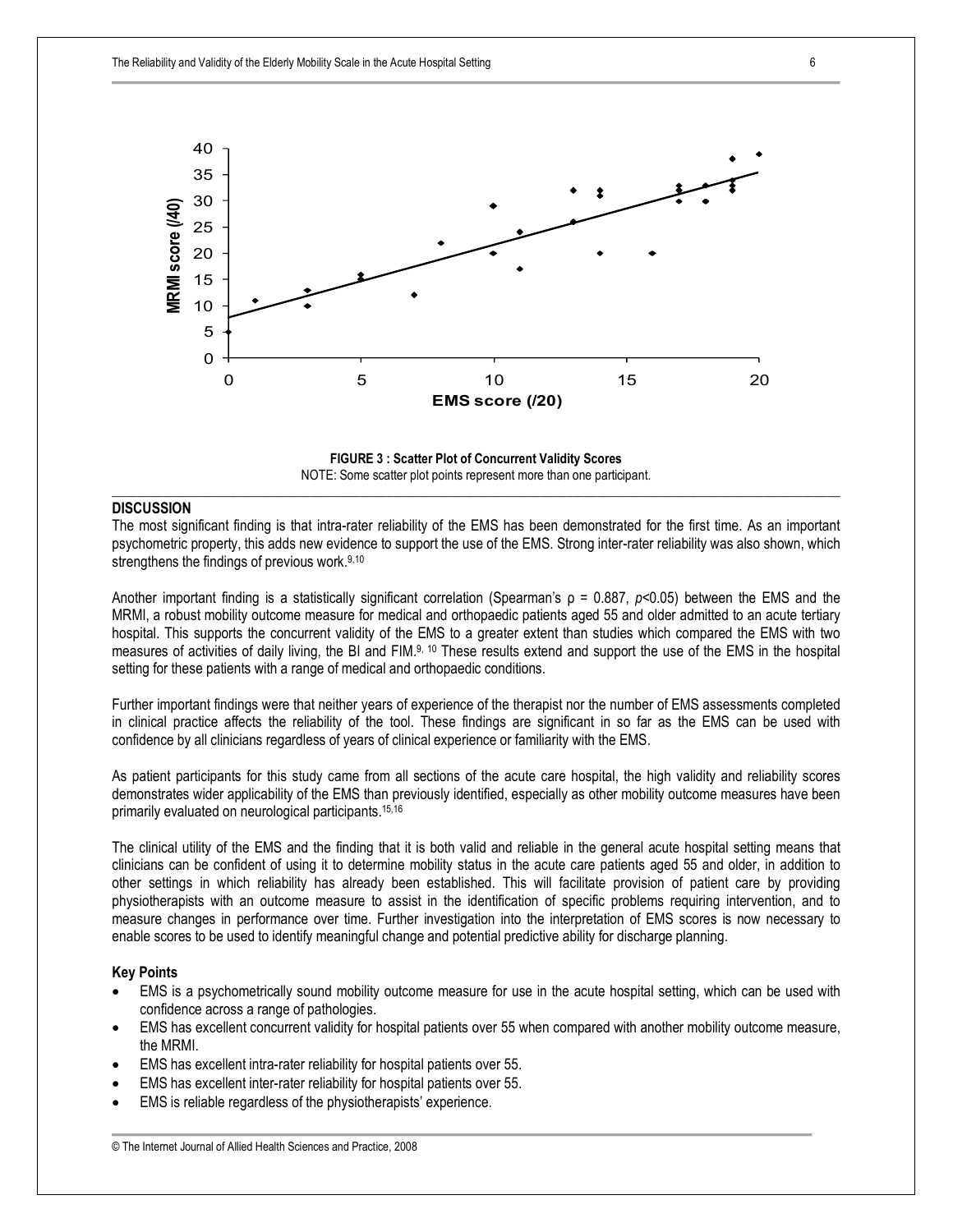FIGURE 3 : Scatter Plot of Concurrent Validity Scores

NOTE: Some scatter plot points represent more than one participant.

## DISCUSSION

The most significant finding is that intra-rater reliability of the EMS has been demonstrated for the first time. As an important psychometric property, this adds new evidence to support the use of the EMS. Strong inter-rater reliability was also shown, which strengthens the findings of previous work.[9,10]

Another important finding is a statistically significant correlation (Spearman's $\rho = 0.887$, $p<0.05$) between the EMS and the MRMI, a robust mobility outcome measure for medical and orthopaedic patients aged 55 and older admitted to an acute tertiary hospital. This supports the concurrent validity of the EMS to a greater extent than studies which compared the EMS with two measures of activities of daily living, the BI and FIM.[9,10] These results extend and support the use of the EMS in the hospital setting for these patients with a range of medical and orthopaedic conditions.

Further important findings were that neither years of experience of the therapist nor the number of EMS assessments completed in clinical practice affects the reliability of the tool. These findings are significant in so far as the EMS can be used with confidence by all clinicians regardless of years of clinical experience or familiarity with the EMS.

As patient participants for this study came from all sections of the acute care hospital, the high validity and reliability scores demonstrates wider applicability of the EMS than previously identified, especially as other mobility outcome measures have been primarily evaluated on neurological participants.[15,16]

The clinical utility of the EMS and the finding that it is both valid and reliable in the general acute hospital setting means that clinicians can be confident of using it to determine mobility status in the acute care patients aged 55 and older, in addition to other settings in which reliability has already been established. This will facilitate provision of patient care by providing physiotherapists with an outcome measure to assist in the identification of specific problems requiring intervention, and to measure changes in performance over time. Further investigation into the interpretation of EMS scores is now necessary to enable scores to be used to identify meaningful change and potential predictive ability for discharge planning.

### Key Points

- EMS is a psychometrically sound mobility outcome measure for use in the acute hospital setting, which can be used with confidence across a range of pathologies.
- EMS has excellent concurrent validity for hospital patients over 55 when compared with another mobility outcome measure, the MRMI.
- EMS has excellent intra-rater reliability for hospital patients over 55.
- EMS has excellent inter-rater reliability for hospital patients over 55.
- EMS is reliable regardless of the physiotherapists' experience.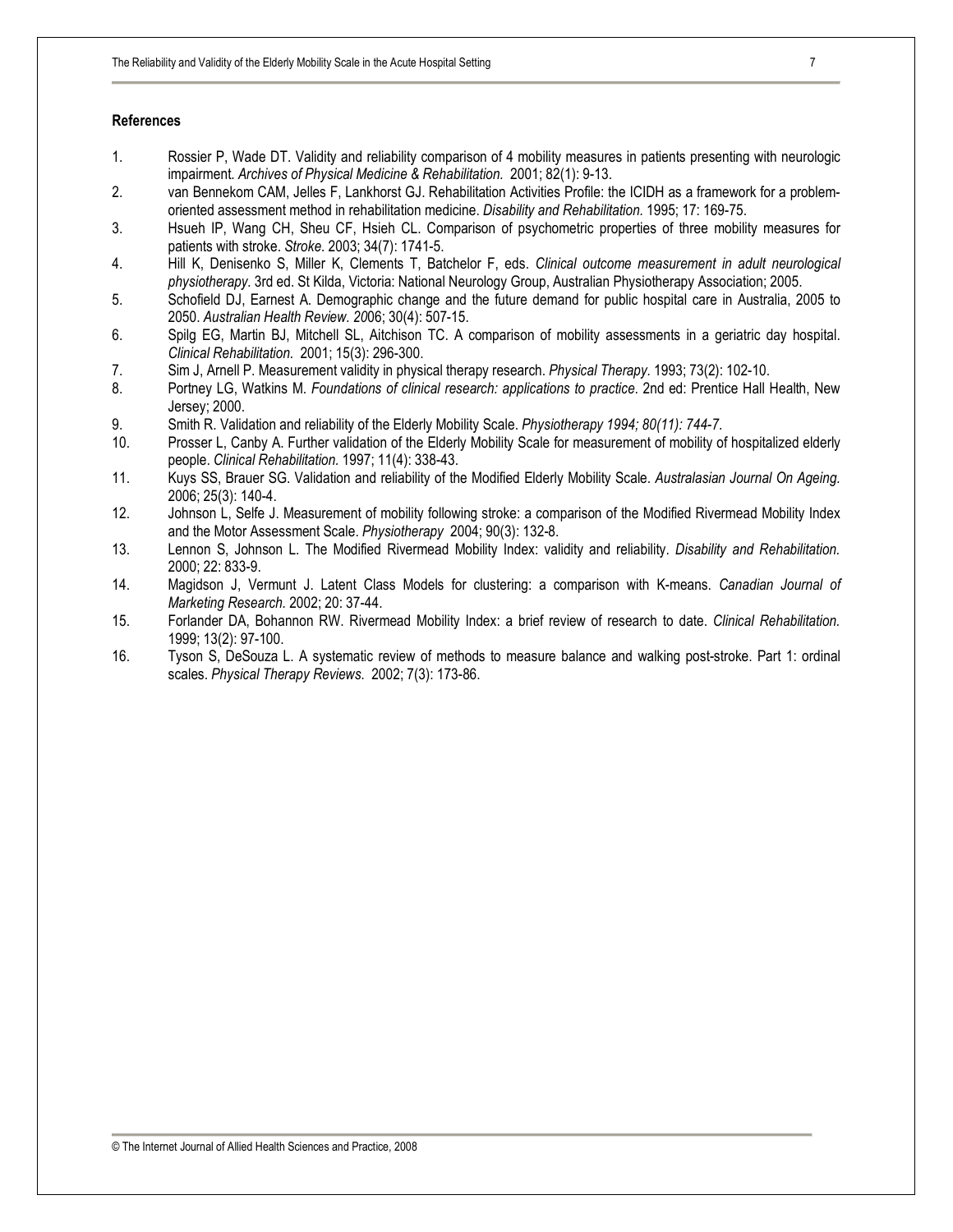## References

1. Rossier P, Wade DT. Validity and reliability comparison of 4 mobility measures in patients presenting with neurologic impairment. *Archives of Physical Medicine & Rehabilitation.* 2001; 82(1): 9-13.
2. van Bennekom CAM, Jelles F, Lankhorst GJ. Rehabilitation Activities Profile: the ICIDH as a framework for a problem-oriented assessment method in rehabilitation medicine. *Disability and Rehabilitation.* 1995; 17: 169-75.
3. Hsueh IP, Wang CH, Sheu CF, Hsieh CL. Comparison of psychometric properties of three mobility measures for patients with stroke. *Stroke.* 2003; 34(7): 1741-5.
4. Hill K, Denisenko S, Miller K, Clements T, Batchelor F, eds. *Clinical outcome measurement in adult neurological physiotherapy.* 3rd ed. St Kilda, Victoria: National Neurology Group, Australian Physiotherapy Association; 2005.
5. Schofield DJ, Earnest A. Demographic change and the future demand for public hospital care in Australia, 2005 to 2050. *Australian Health Review. 20*06; 30(4): 507-15.
6. Spilg EG, Martin BJ, Mitchell SL, Aitchison TC. A comparison of mobility assessments in a geriatric day hospital. *Clinical Rehabilitation.* 2001; 15(3): 296-300.
7. Sim J, Arnell P. Measurement validity in physical therapy research. *Physical Therapy*. 1993; 73(2): 102-10.
8. Portney LG, Watkins M. *Foundations of clinical research: applications to practice*. 2nd ed: Prentice Hall Health, New Jersey; 2000.
9. Smith R. Validation and reliability of the Elderly Mobility Scale. *Physiotherapy 1994; 80(11): 744-7*.
10. Prosser L, Canby A. Further validation of the Elderly Mobility Scale for measurement of mobility of hospitalized elderly people. *Clinical Rehabilitation*. 1997; 11(4): 338-43.
11. Kuys SS, Brauer SG. Validation and reliability of the Modified Elderly Mobility Scale. *Australasian Journal On Ageing.* 2006; 25(3): 140-4.
12. Johnson L, Selfe J. Measurement of mobility following stroke: a comparison of the Modified Rivermead Mobility Index and the Motor Assessment Scale. *Physiotherapy* 2004; 90(3): 132-8.
13. Lennon S, Johnson L. The Modified Rivermead Mobility Index: validity and reliability. *Disability and Rehabilitation.* 2000; 22: 833-9.
14. Magidson J, Vermunt J. Latent Class Models for clustering: a comparison with K-means. *Canadian Journal of Marketing Research.* 2002; 20: 37-44.
15. Forlander DA, Bohannon RW. Rivermead Mobility Index: a brief review of research to date. *Clinical Rehabilitation.* 1999; 13(2): 97-100.
16. Tyson S, DeSouza L. A systematic review of methods to measure balance and walking post-stroke. Part 1: ordinal scales. *Physical Therapy Reviews.* 2002; 7(3): 173-86.